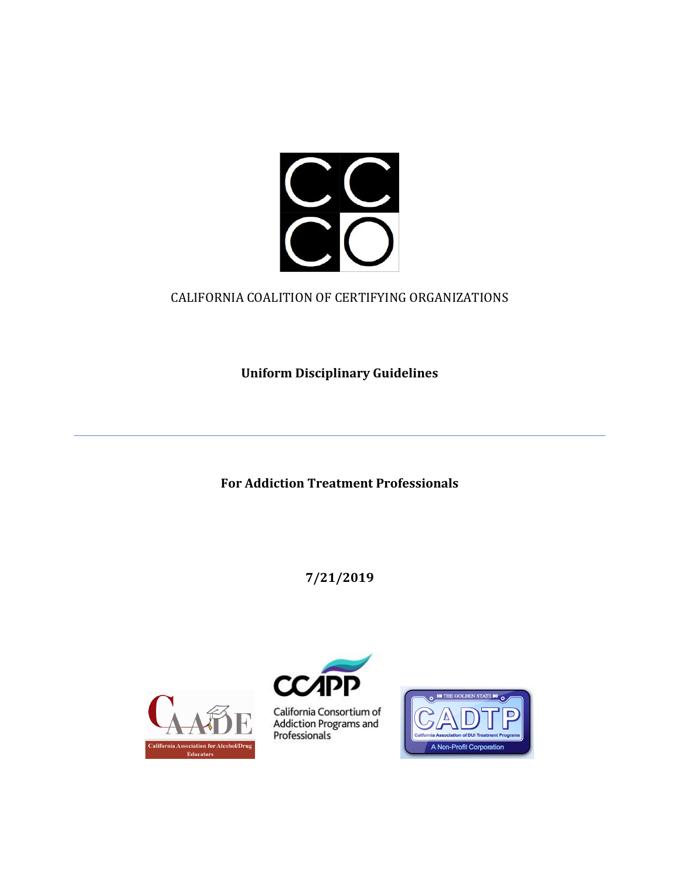CALIFORNIA COALITION OF CERTIFYING ORGANIZATIONS

# Uniform Disciplinary Guidelines

---

## For Addiction Treatment Professionals

**7/21/2019**

California Association for Alcohol/Drug Educators

California Consortium of Addiction Programs and Professionals

California Association of DUI Treatment Programs

A Non-Profit Corporation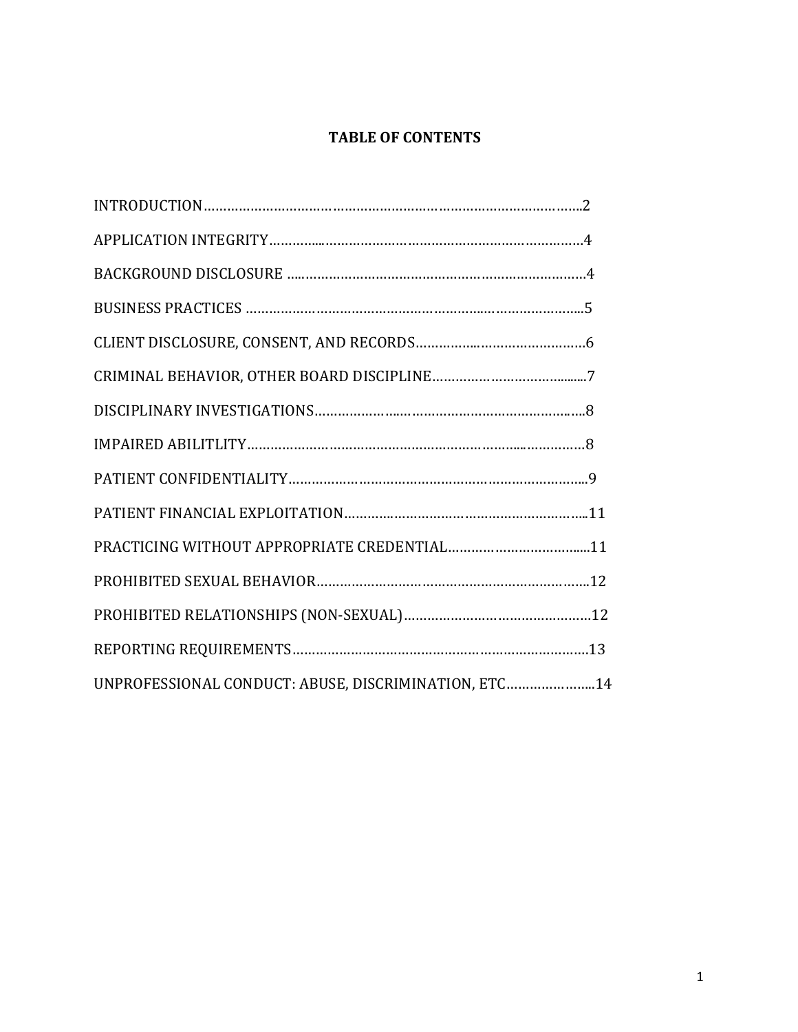## TABLE OF CONTENTS

INTRODUCTION………………………………………………………………………………….2

APPLICATION INTEGRITY……………………………………………………………………4

BACKGROUND DISCLOSURE …………………………………………………………………4

BUSINESS PRACTICES ………………………………………………………………………..5

CLIENT DISCLOSURE, CONSENT, AND RECORDS……………………………………….6

CRIMINAL BEHAVIOR, OTHER BOARD DISCIPLINE…………………………………...7

DISCIPLINARY INVESTIGATIONS……………………………………………………………8

IMPAIRED ABILITLITY………………………………………………………………………8

PATIENT CONFIDENTIALITY…………………………………………………………………9

PATIENT FINANCIAL EXPLOITATION……………………………………………………...11

PRACTICING WITHOUT APPROPRIATE CREDENTIAL……………………………….....11

PROHIBITED SEXUAL BEHAVIOR…………………………………………………………..12

PROHIBITED RELATIONSHIPS (NON-SEXUAL)…………………………………………12

REPORTING REQUIREMENTS…………………………………………………………………13

UNPROFESSIONAL CONDUCT: ABUSE, DISCRIMINATION, ETC…………………...14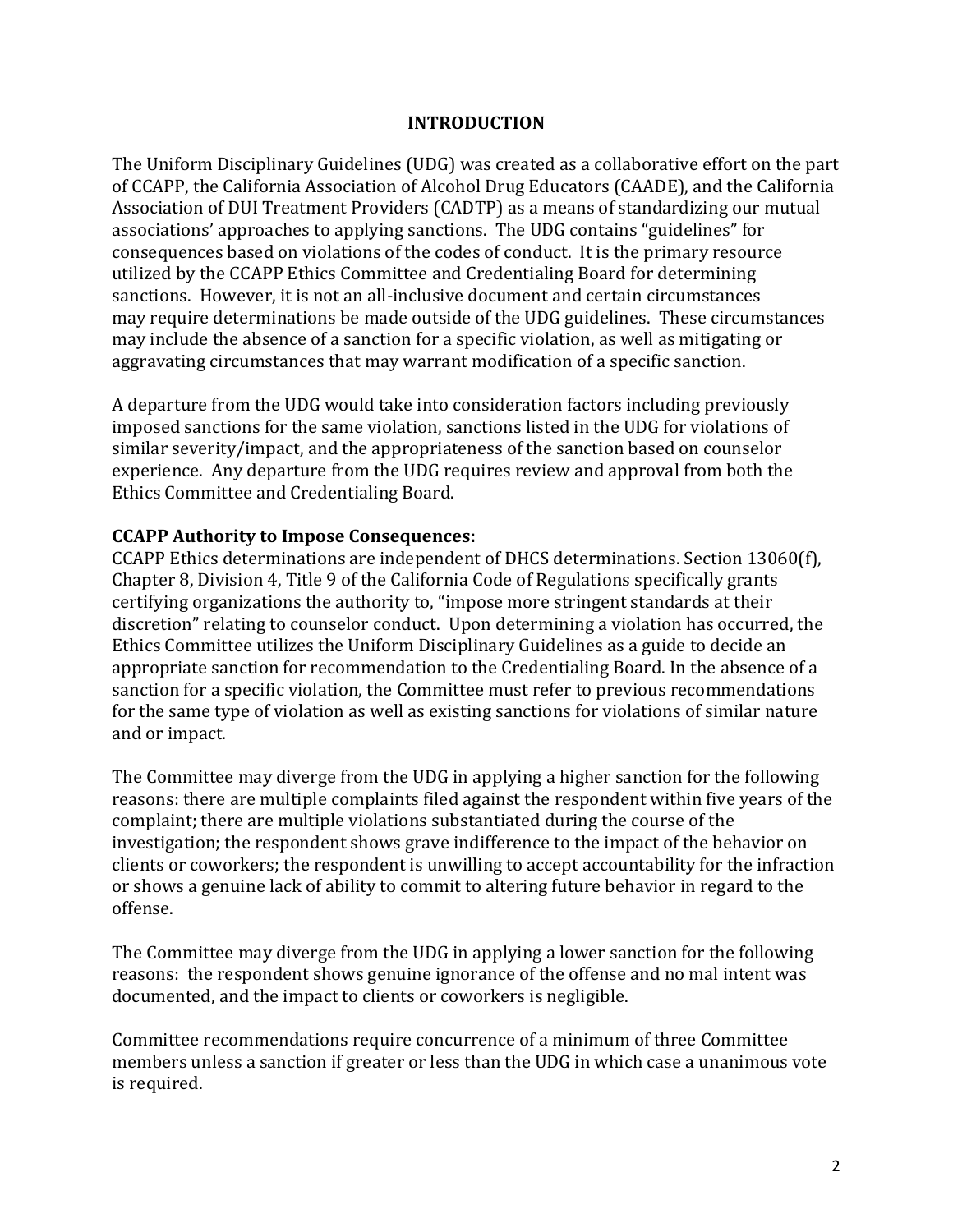# INTRODUCTION

The Uniform Disciplinary Guidelines (UDG) was created as a collaborative effort on the part of CCAPP, the California Association of Alcohol Drug Educators (CAADE), and the California Association of DUI Treatment Providers (CADTP) as a means of standardizing our mutual associations' approaches to applying sanctions. The UDG contains "guidelines" for consequences based on violations of the codes of conduct. It is the primary resource utilized by the CCAPP Ethics Committee and Credentialing Board for determining sanctions. However, it is not an all-inclusive document and certain circumstances may require determinations be made outside of the UDG guidelines. These circumstances may include the absence of a sanction for a specific violation, as well as mitigating or aggravating circumstances that may warrant modification of a specific sanction.

A departure from the UDG would take into consideration factors including previously imposed sanctions for the same violation, sanctions listed in the UDG for violations of similar severity/impact, and the appropriateness of the sanction based on counselor experience. Any departure from the UDG requires review and approval from both the Ethics Committee and Credentialing Board.

**CCAPP Authority to Impose Consequences:**

CCAPP Ethics determinations are independent of DHCS determinations. Section 13060(f), Chapter 8, Division 4, Title 9 of the California Code of Regulations specifically grants certifying organizations the authority to, "impose more stringent standards at their discretion" relating to counselor conduct. Upon determining a violation has occurred, the Ethics Committee utilizes the Uniform Disciplinary Guidelines as a guide to decide an appropriate sanction for recommendation to the Credentialing Board. In the absence of a sanction for a specific violation, the Committee must refer to previous recommendations for the same type of violation as well as existing sanctions for violations of similar nature and or impact.

The Committee may diverge from the UDG in applying a higher sanction for the following reasons: there are multiple complaints filed against the respondent within five years of the complaint; there are multiple violations substantiated during the course of the investigation; the respondent shows grave indifference to the impact of the behavior on clients or coworkers; the respondent is unwilling to accept accountability for the infraction or shows a genuine lack of ability to commit to altering future behavior in regard to the offense.

The Committee may diverge from the UDG in applying a lower sanction for the following reasons: the respondent shows genuine ignorance of the offense and no mal intent was documented, and the impact to clients or coworkers is negligible.

Committee recommendations require concurrence of a minimum of three Committee members unless a sanction if greater or less than the UDG in which case a unanimous vote is required.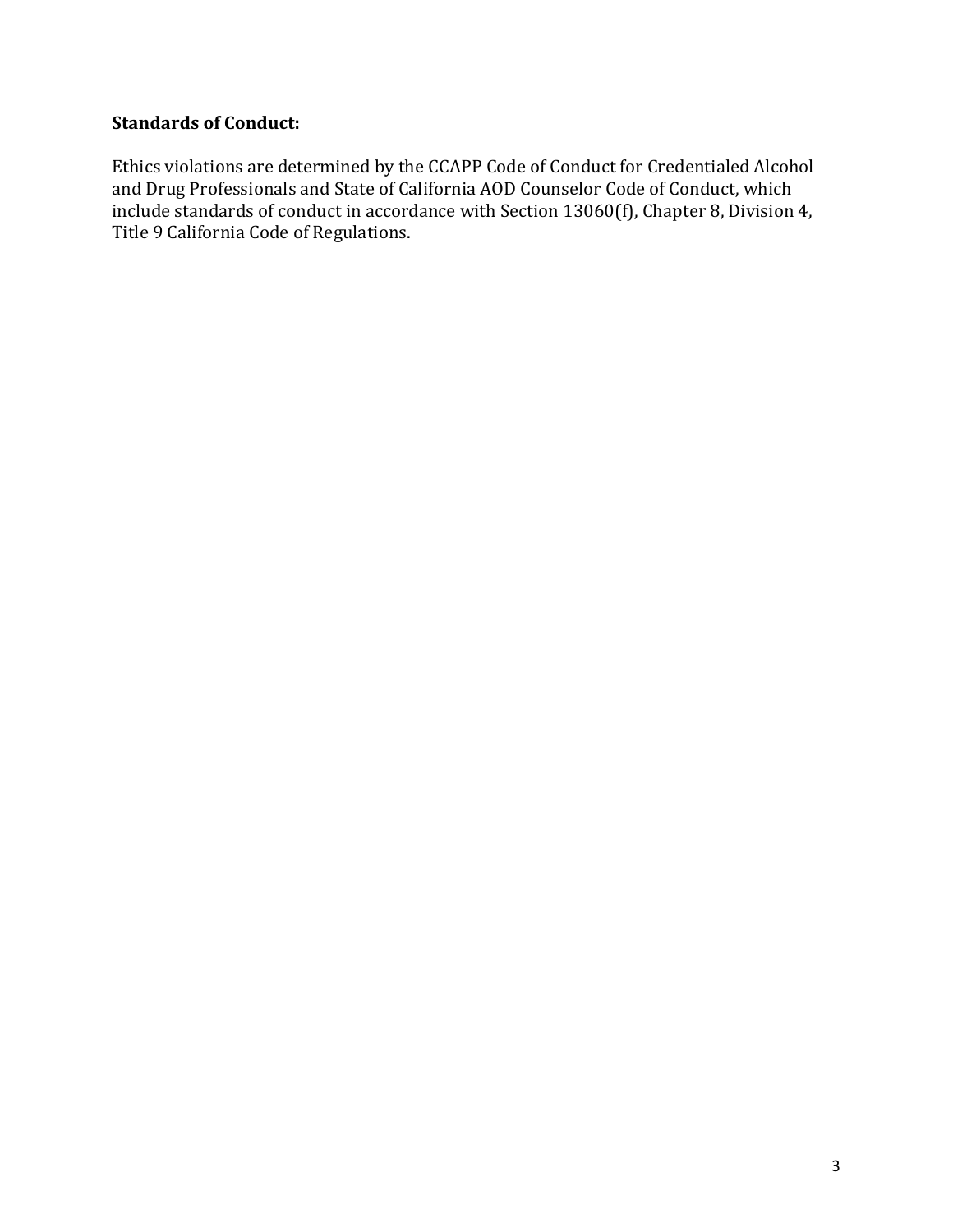**Standards of Conduct:**

Ethics violations are determined by the CCAPP Code of Conduct for Credentialed Alcohol and Drug Professionals and State of California AOD Counselor Code of Conduct, which include standards of conduct in accordance with Section 13060(f), Chapter 8, Division 4, Title 9 California Code of Regulations.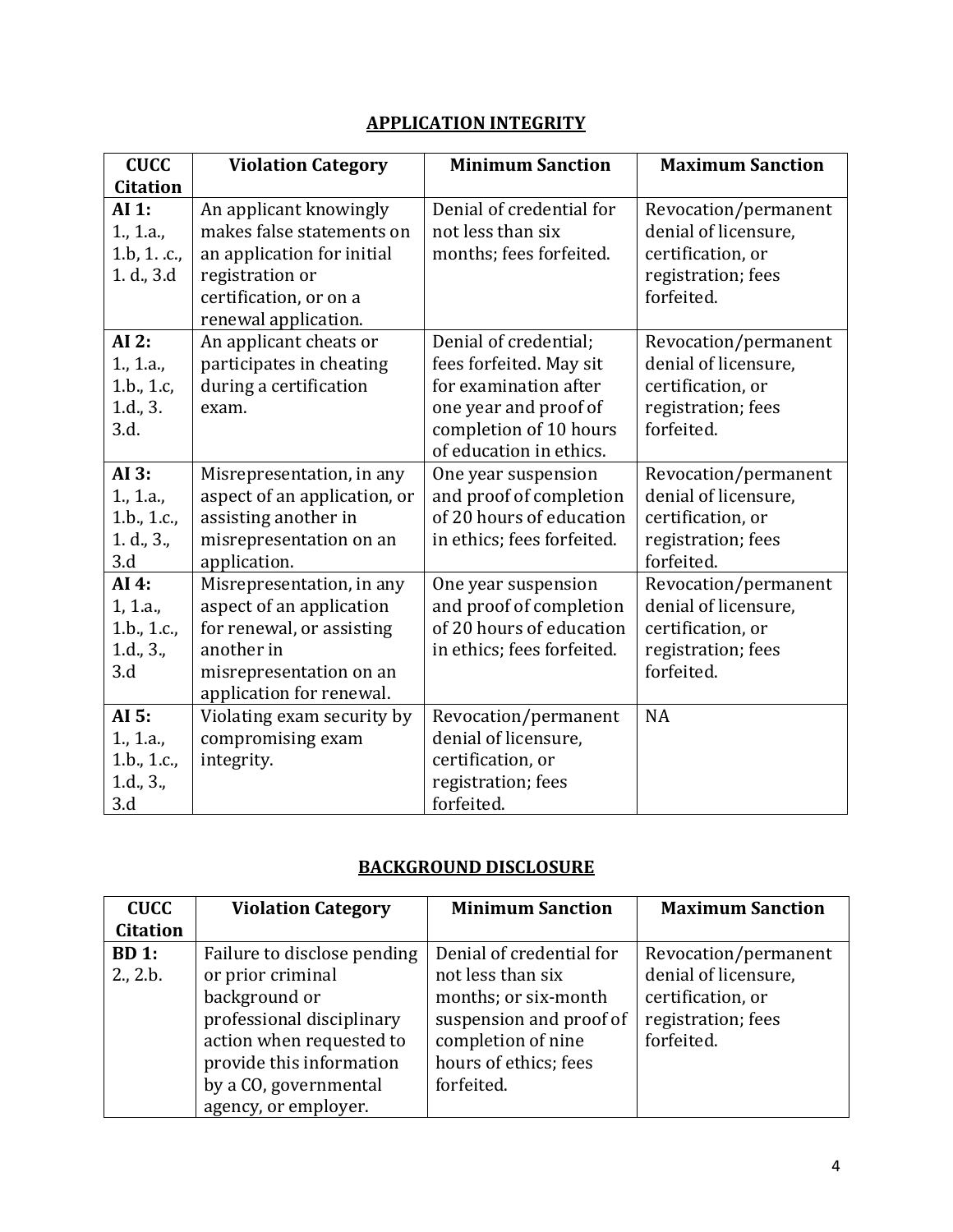## APPLICATION INTEGRITY

| CUCC Citation | Violation Category | Minimum Sanction | Maximum Sanction |
|---|---|---|---|
| **AI 1:** 1., 1.a., 1.b, 1. .c., 1. d., 3.d | An applicant knowingly makes false statements on an application for initial registration or certification, or on a renewal application. | Denial of credential for not less than six months; fees forfeited. | Revocation/permanent denial of licensure, certification, or registration; fees forfeited. |
| **AI 2:** 1., 1.a., 1.b., 1.c, 1.d., 3. 3.d. | An applicant cheats or participates in cheating during a certification exam. | Denial of credential; fees forfeited. May sit for examination after one year and proof of completion of 10 hours of education in ethics. | Revocation/permanent denial of licensure, certification, or registration; fees forfeited. |
| **AI 3:** 1., 1.a., 1.b., 1.c., 1. d., 3., 3.d | Misrepresentation, in any aspect of an application, or assisting another in misrepresentation on an application. | One year suspension and proof of completion of 20 hours of education in ethics; fees forfeited. | Revocation/permanent denial of licensure, certification, or registration; fees forfeited. |
| **AI 4:** 1, 1.a., 1.b., 1.c., 1.d., 3., 3.d | Misrepresentation, in any aspect of an application for renewal, or assisting another in misrepresentation on an application for renewal. | One year suspension and proof of completion of 20 hours of education in ethics; fees forfeited. | Revocation/permanent denial of licensure, certification, or registration; fees forfeited. |
| **AI 5:** 1., 1.a., 1.b., 1.c., 1.d., 3., 3.d | Violating exam security by compromising exam integrity. | Revocation/permanent denial of licensure, certification, or registration; fees forfeited. | NA |

## BACKGROUND DISCLOSURE

| CUCC Citation | Violation Category | Minimum Sanction | Maximum Sanction |
|---|---|---|---|
| **BD 1:** 2., 2.b. | Failure to disclose pending or prior criminal background or professional disciplinary action when requested to provide this information by a CO, governmental agency, or employer. | Denial of credential for not less than six months; or six-month suspension and proof of completion of nine hours of ethics; fees forfeited. | Revocation/permanent denial of licensure, certification, or registration; fees forfeited. |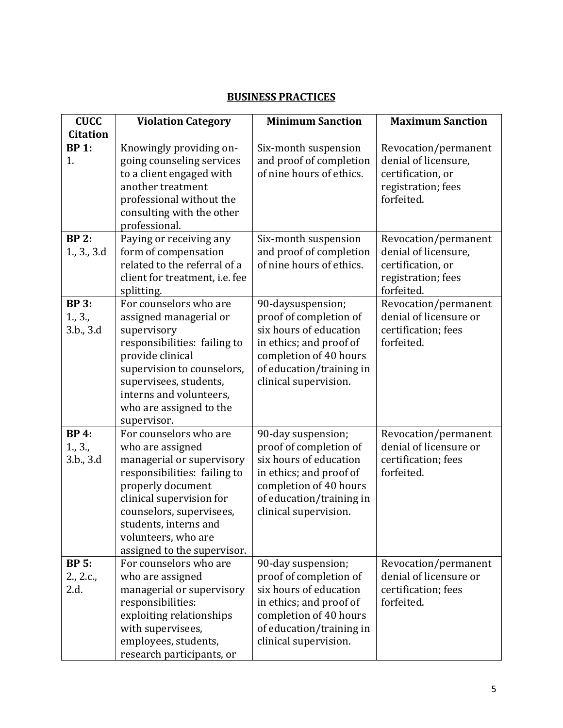## BUSINESS PRACTICES

| CUCC Citation | Violation Category | Minimum Sanction | Maximum Sanction |
|---|---|---|---|
| **BP 1:** 1. | Knowingly providing on-going counseling services to a client engaged with another treatment professional without the consulting with the other professional. | Six-month suspension and proof of completion of nine hours of ethics. | Revocation/permanent denial of licensure, certification, or registration; fees forfeited. |
| **BP 2:** 1., 3., 3.d | Paying or receiving any form of compensation related to the referral of a client for treatment, i.e. fee splitting. | Six-month suspension and proof of completion of nine hours of ethics. | Revocation/permanent denial of licensure, certification, or registration; fees forfeited. |
| **BP 3:** 1., 3., 3.b., 3.d | For counselors who are assigned managerial or supervisory responsibilities: failing to provide clinical supervision to counselors, supervisees, students, interns and volunteers, who are assigned to the supervisor. | 90-daysuspension; proof of completion of six hours of education in ethics; and proof of completion of 40 hours of education/training in clinical supervision. | Revocation/permanent denial of licensure or certification; fees forfeited. |
| **BP 4:** 1., 3., 3.b., 3.d | For counselors who are who are assigned managerial or supervisory responsibilities: failing to properly document clinical supervision for counselors, supervisees, students, interns and volunteers, who are assigned to the supervisor. | 90-day suspension; proof of completion of six hours of education in ethics; and proof of completion of 40 hours of education/training in clinical supervision. | Revocation/permanent denial of licensure or certification; fees forfeited. |
| **BP 5:** 2., 2.c., 2.d. | For counselors who are who are assigned managerial or supervisory responsibilities: exploiting relationships with supervisees, employees, students, research participants, or | 90-day suspension; proof of completion of six hours of education in ethics; and proof of completion of 40 hours of education/training in clinical supervision. | Revocation/permanent denial of licensure or certification; fees forfeited. |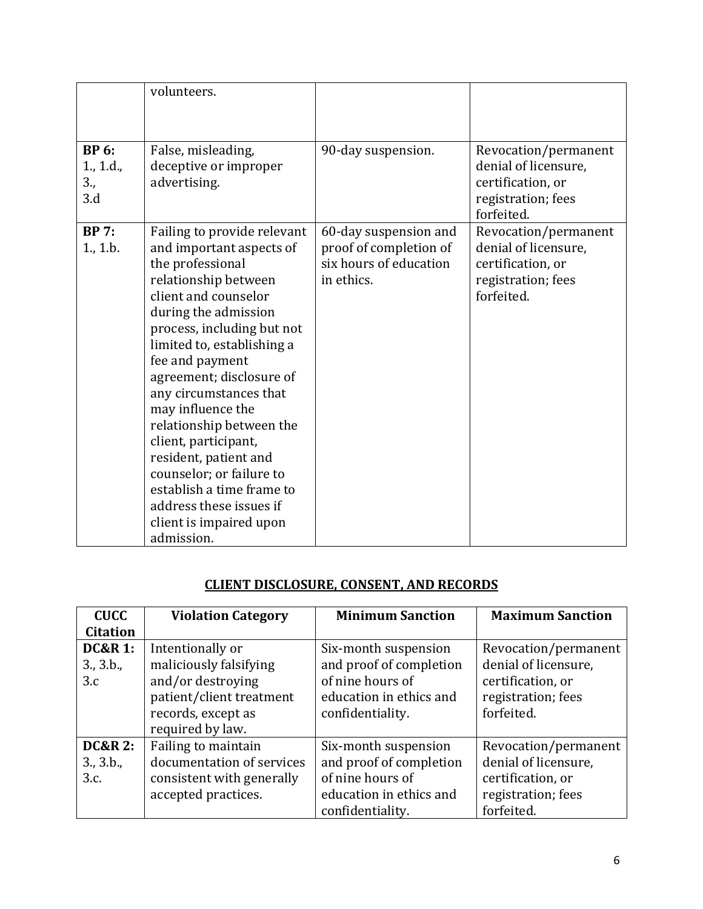| | volunteers. | | |
|---|---|---|---|
| **BP 6:** 1., 1.d., 3., 3.d | False, misleading, deceptive or improper advertising. | 90-day suspension. | Revocation/permanent denial of licensure, certification, or registration; fees forfeited. |
| **BP 7:** 1., 1.b. | Failing to provide relevant and important aspects of the professional relationship between client and counselor during the admission process, including but not limited to, establishing a fee and payment agreement; disclosure of any circumstances that may influence the relationship between the client, participant, resident, patient and counselor; or failure to establish a time frame to address these issues if client is impaired upon admission. | 60-day suspension and proof of completion of six hours of education in ethics. | Revocation/permanent denial of licensure, certification, or registration; fees forfeited. |

## CLIENT DISCLOSURE, CONSENT, AND RECORDS

| CUCC Citation | Violation Category | Minimum Sanction | Maximum Sanction |
|---|---|---|---|
| **DC&R 1:** 3., 3.b., 3.c | Intentionally or maliciously falsifying and/or destroying patient/client treatment records, except as required by law. | Six-month suspension and proof of completion of nine hours of education in ethics and confidentiality. | Revocation/permanent denial of licensure, certification, or registration; fees forfeited. |
| **DC&R 2:** 3., 3.b., 3.c. | Failing to maintain documentation of services consistent with generally accepted practices. | Six-month suspension and proof of completion of nine hours of education in ethics and confidentiality. | Revocation/permanent denial of licensure, certification, or registration; fees forfeited. |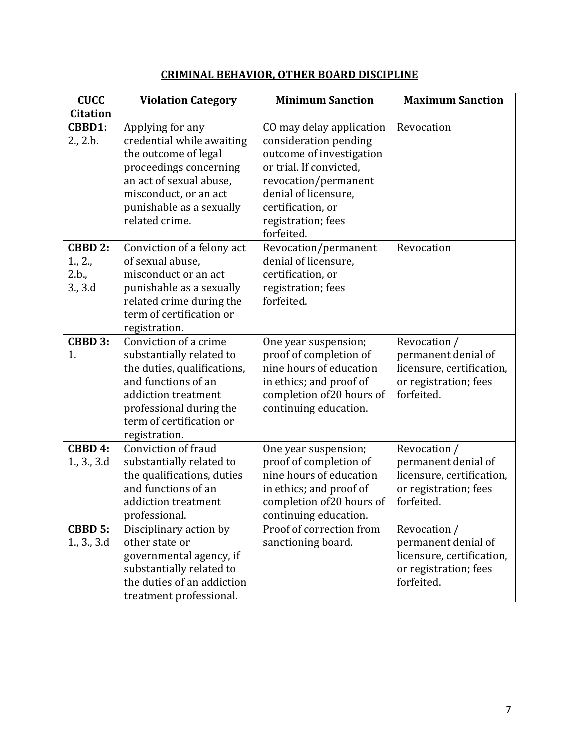## CRIMINAL BEHAVIOR, OTHER BOARD DISCIPLINE

| CUCC Citation | Violation Category | Minimum Sanction | Maximum Sanction |
|---|---|---|---|
| **CBBD1:** 2., 2.b. | Applying for any credential while awaiting the outcome of legal proceedings concerning an act of sexual abuse, misconduct, or an act punishable as a sexually related crime. | CO may delay application consideration pending outcome of investigation or trial. If convicted, revocation/permanent denial of licensure, certification, or registration; fees forfeited. | Revocation |
| **CBBD 2:** 1., 2., 2.b., 3., 3.d | Conviction of a felony act of sexual abuse, misconduct or an act punishable as a sexually related crime during the term of certification or registration. | Revocation/permanent denial of licensure, certification, or registration; fees forfeited. | Revocation |
| **CBBD 3:** 1. | Conviction of a crime substantially related to the duties, qualifications, and functions of an addiction treatment professional during the term of certification or registration. | One year suspension; proof of completion of nine hours of education in ethics; and proof of completion of20 hours of continuing education. | Revocation / permanent denial of licensure, certification, or registration; fees forfeited. |
| **CBBD 4:** 1., 3., 3.d | Conviction of fraud substantially related to the qualifications, duties and functions of an addiction treatment professional. | One year suspension; proof of completion of nine hours of education in ethics; and proof of completion of20 hours of continuing education. | Revocation / permanent denial of licensure, certification, or registration; fees forfeited. |
| **CBBD 5:** 1., 3., 3.d | Disciplinary action by other state or governmental agency, if substantially related to the duties of an addiction treatment professional. | Proof of correction from sanctioning board. | Revocation / permanent denial of licensure, certification, or registration; fees forfeited. |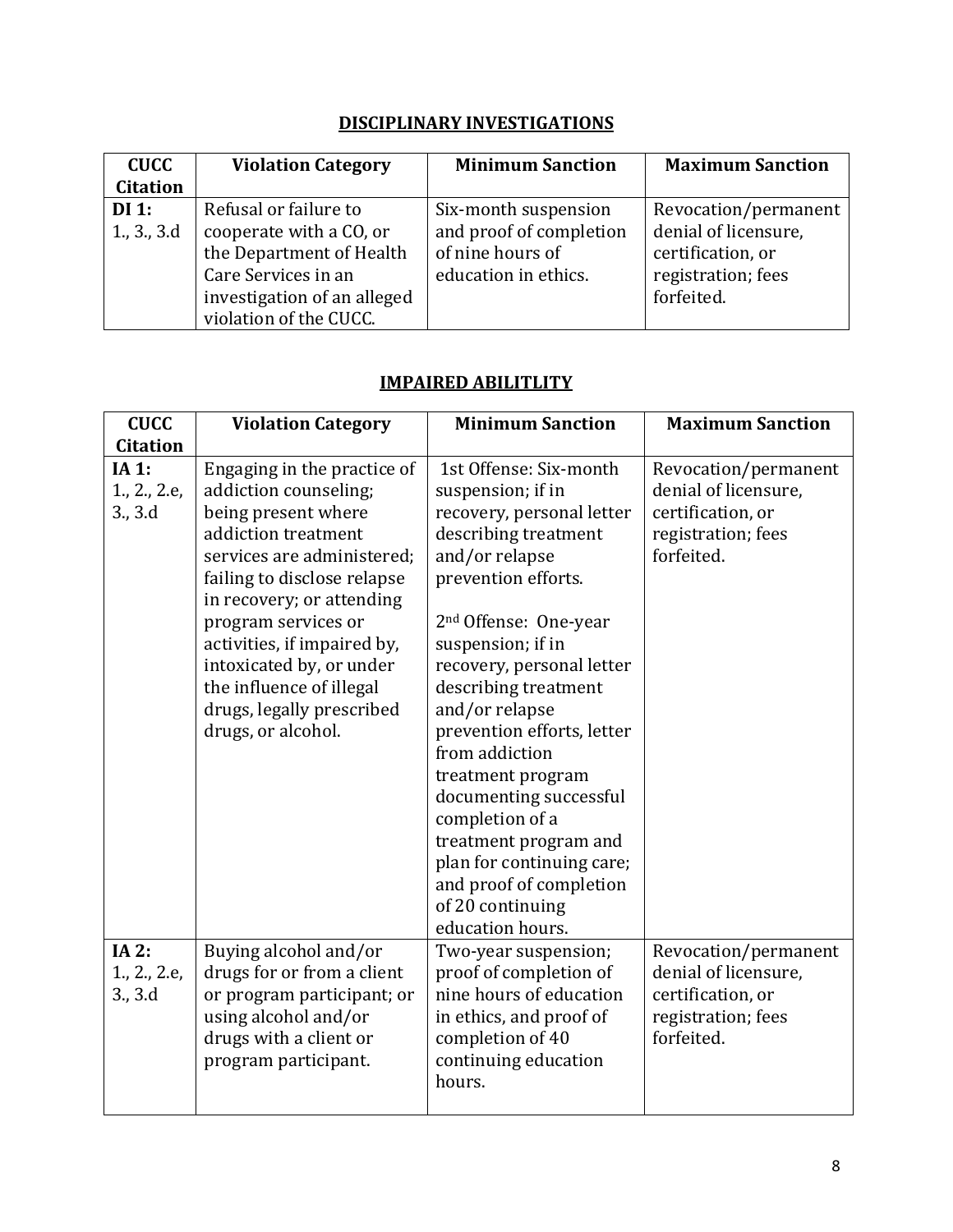## DISCIPLINARY INVESTIGATIONS

| CUCC Citation | Violation Category | Minimum Sanction | Maximum Sanction |
|---|---|---|---|
| **DI 1:** 1., 3., 3.d | Refusal or failure to cooperate with a CO, or the Department of Health Care Services in an investigation of an alleged violation of the CUCC. | Six-month suspension and proof of completion of nine hours of education in ethics. | Revocation/permanent denial of licensure, certification, or registration; fees forfeited. |

## IMPAIRED ABILITLTY

| CUCC Citation | Violation Category | Minimum Sanction | Maximum Sanction |
|---|---|---|---|
| **IA 1:** 1., 2., 2.e, 3., 3.d | Engaging in the practice of addiction counseling; being present where addiction treatment services are administered; failing to disclose relapse in recovery; or attending program services or activities, if impaired by, intoxicated by, or under the influence of illegal drugs, legally prescribed drugs, or alcohol. | 1st Offense: Six-month suspension; if in recovery, personal letter describing treatment and/or relapse prevention efforts.<br><br>2nd Offense: One-year suspension; if in recovery, personal letter describing treatment and/or relapse prevention efforts, letter from addiction treatment program documenting successful completion of a treatment program and plan for continuing care; and proof of completion of 20 continuing education hours. | Revocation/permanent denial of licensure, certification, or registration; fees forfeited. |
| **IA 2:** 1., 2., 2.e, 3., 3.d | Buying alcohol and/or drugs for or from a client or program participant; or using alcohol and/or drugs with a client or program participant. | Two-year suspension; proof of completion of nine hours of education in ethics, and proof of completion of 40 continuing education hours. | Revocation/permanent denial of licensure, certification, or registration; fees forfeited. |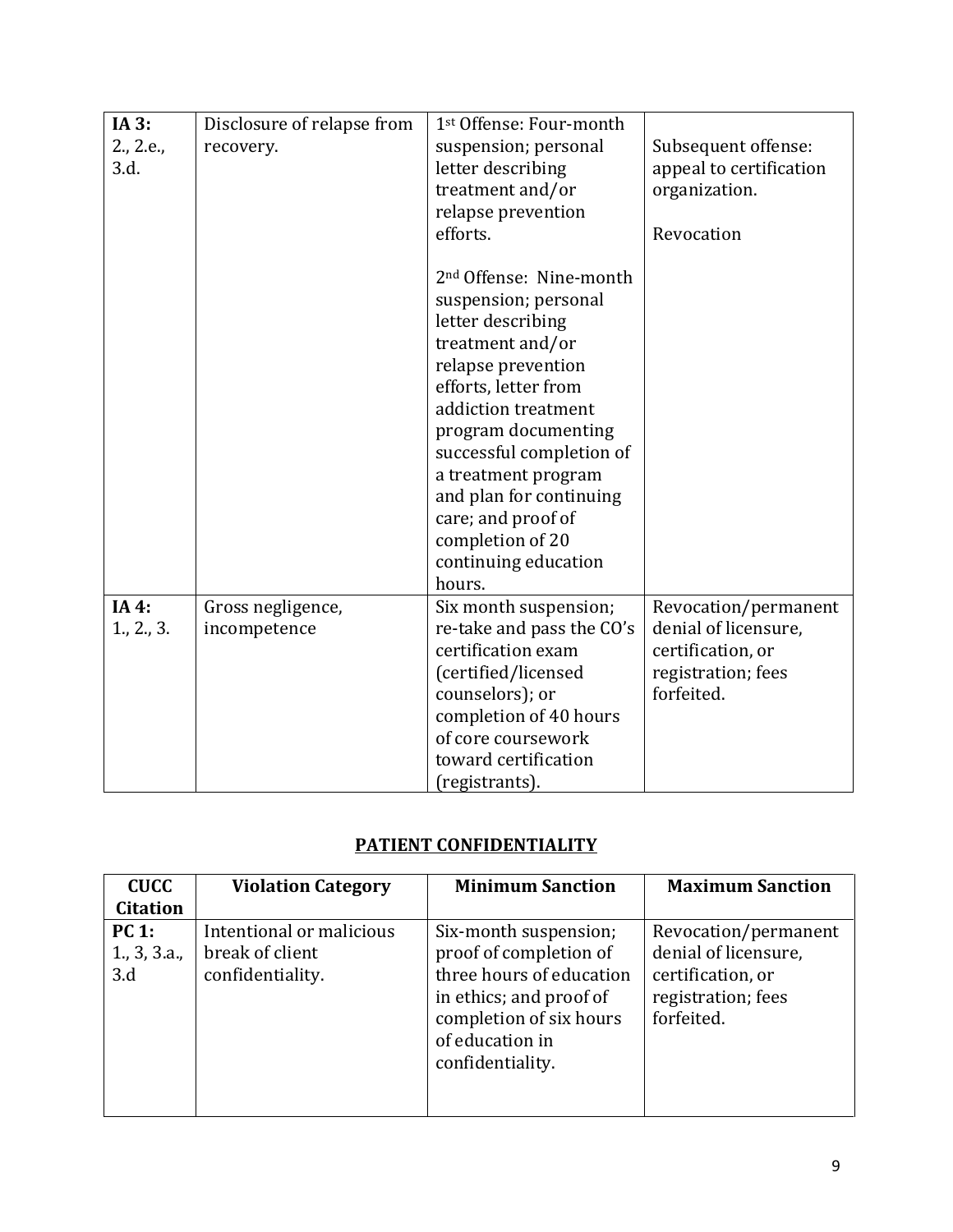| | | | |
|---|---|---|---|
| **IA 3:** 2., 2.e., 3.d. | Disclosure of relapse from recovery. | 1st Offense: Four-month suspension; personal letter describing treatment and/or relapse prevention efforts.<br><br>2nd Offense: Nine-month suspension; personal letter describing treatment and/or relapse prevention efforts, letter from addiction treatment program documenting successful completion of a treatment program and plan for continuing care; and proof of completion of 20 continuing education hours. | Subsequent offense: appeal to certification organization.<br><br>Revocation |
| **IA 4:** 1., 2., 3. | Gross negligence, incompetence | Six month suspension; re-take and pass the CO's certification exam (certified/licensed counselors); or completion of 40 hours of core coursework toward certification (registrants). | Revocation/permanent denial of licensure, certification, or registration; fees forfeited. |

## PATIENT CONFIDENTIALITY

| CUCC Citation | Violation Category | Minimum Sanction | Maximum Sanction |
|---|---|---|---|
| **PC 1:** 1., 3, 3.a., 3.d | Intentional or malicious break of client confidentiality. | Six-month suspension; proof of completion of three hours of education in ethics; and proof of completion of six hours of education in confidentiality. | Revocation/permanent denial of licensure, certification, or registration; fees forfeited. |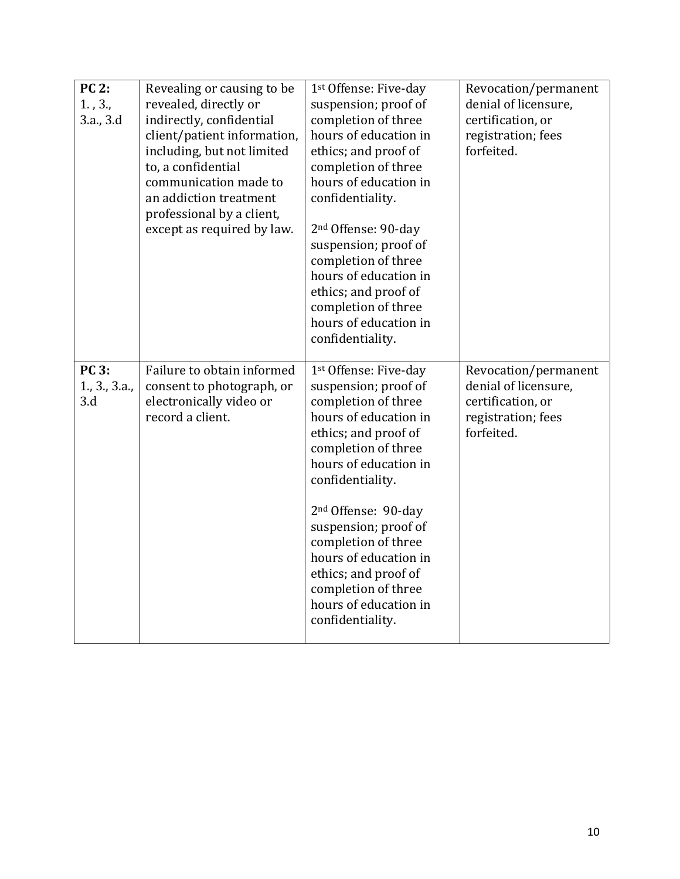| **PC 2:** 1. , 3., 3.a., 3.d | Revealing or causing to be revealed, directly or indirectly, confidential client/patient information, including, but not limited to, a confidential communication made to an addiction treatment professional by a client, except as required by law. | 1st Offense: Five-day suspension; proof of completion of three hours of education in ethics; and proof of completion of three hours of education in confidentiality.<br><br>2nd Offense: 90-day suspension; proof of completion of three hours of education in ethics; and proof of completion of three hours of education in confidentiality. | Revocation/permanent denial of licensure, certification, or registration; fees forfeited. |
|---|---|---|---|
| **PC 3:** 1., 3., 3.a., 3.d | Failure to obtain informed consent to photograph, or electronically video or record a client. | 1st Offense: Five-day suspension; proof of completion of three hours of education in ethics; and proof of completion of three hours of education in confidentiality.<br><br>2nd Offense: 90-day suspension; proof of completion of three hours of education in ethics; and proof of completion of three hours of education in confidentiality. | Revocation/permanent denial of licensure, certification, or registration; fees forfeited. |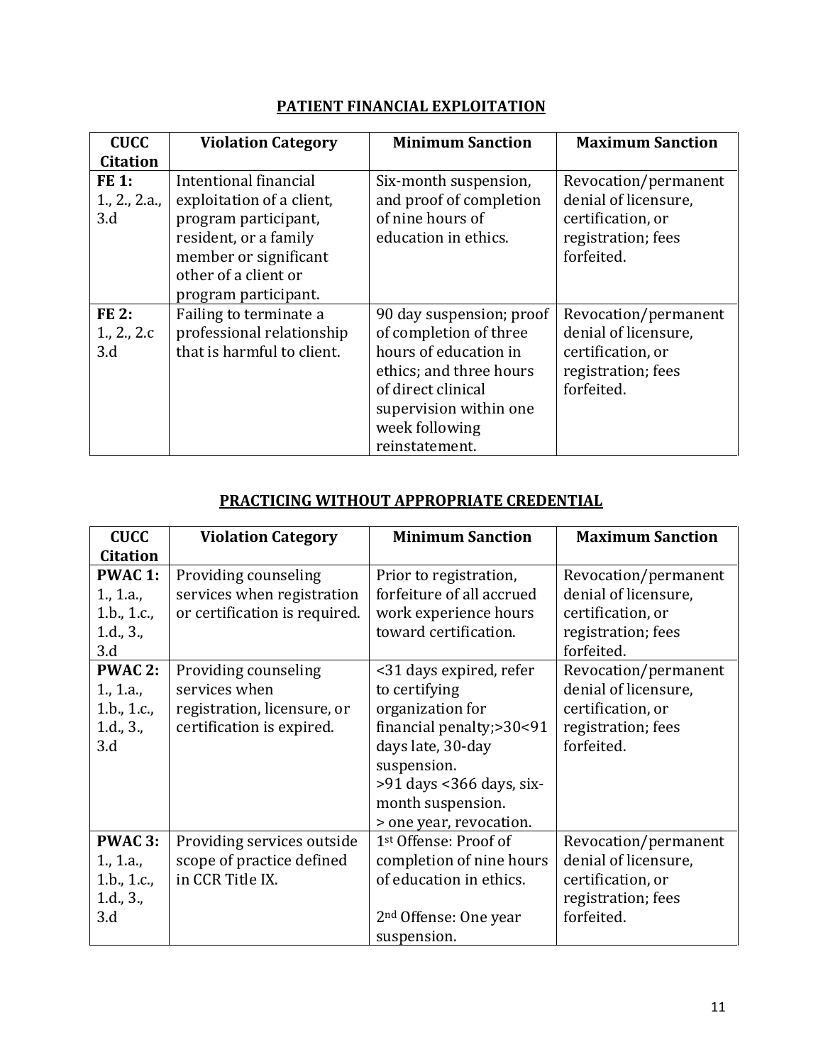## PATIENT FINANCIAL EXPLOITATION

| CUCC Citation | Violation Category | Minimum Sanction | Maximum Sanction |
|---|---|---|---|
| **FE 1:** 1., 2., 2.a., 3.d | Intentional financial exploitation of a client, program participant, resident, or a family member or significant other of a client or program participant. | Six-month suspension, and proof of completion of nine hours of education in ethics. | Revocation/permanent denial of licensure, certification, or registration; fees forfeited. |
| **FE 2:** 1., 2., 2.c 3.d | Failing to terminate a professional relationship that is harmful to client. | 90 day suspension; proof of completion of three hours of education in ethics; and three hours of direct clinical supervision within one week following reinstatement. | Revocation/permanent denial of licensure, certification, or registration; fees forfeited. |

## PRACTICING WITHOUT APPROPRIATE CREDENTIAL

| CUCC Citation | Violation Category | Minimum Sanction | Maximum Sanction |
|---|---|---|---|
| **PWAC 1:** 1., 1.a., 1.b., 1.c., 1.d., 3., 3.d | Providing counseling services when registration or certification is required. | Prior to registration, forfeiture of all accrued work experience hours toward certification. | Revocation/permanent denial of licensure, certification, or registration; fees forfeited. |
| **PWAC 2:** 1., 1.a., 1.b., 1.c., 1.d., 3., 3.d | Providing counseling services when registration, licensure, or certification is expired. | <31 days expired, refer to certifying organization for financial penalty;>30<91 days late, 30-day suspension.<br>>91 days <366 days, six-month suspension.<br>> one year, revocation. | Revocation/permanent denial of licensure, certification, or registration; fees forfeited. |
| **PWAC 3:** 1., 1.a., 1.b., 1.c., 1.d., 3., 3.d | Providing services outside scope of practice defined in CCR Title IX. | 1st Offense: Proof of completion of nine hours of education in ethics.<br><br>2nd Offense: One year suspension. | Revocation/permanent denial of licensure, certification, or registration; fees forfeited. |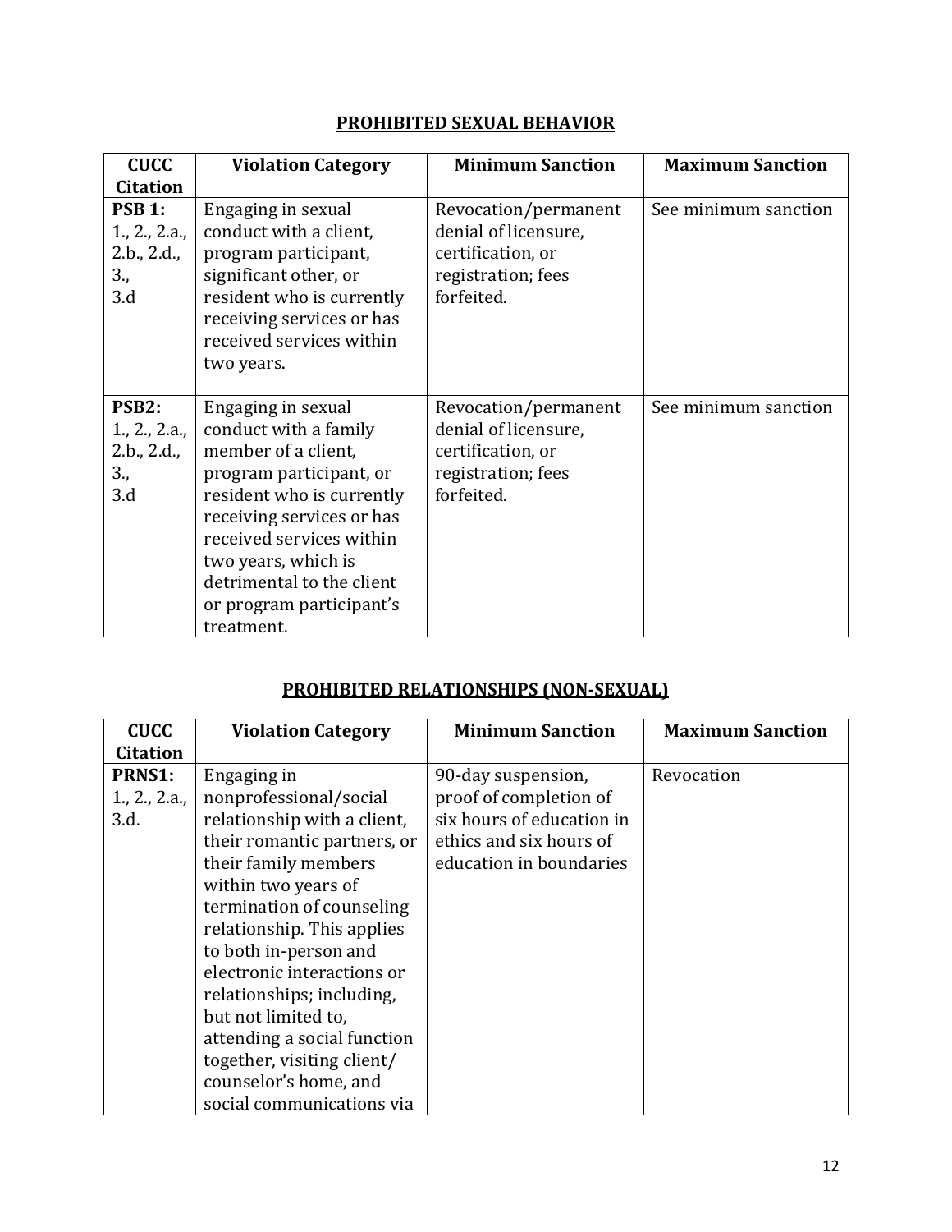## PROHIBITED SEXUAL BEHAVIOR

| CUCC Citation | Violation Category | Minimum Sanction | Maximum Sanction |
|---|---|---|---|
| **PSB 1:** 1., 2., 2.a., 2.b., 2.d., 3., 3.d | Engaging in sexual conduct with a client, program participant, significant other, or resident who is currently receiving services or has received services within two years. | Revocation/permanent denial of licensure, certification, or registration; fees forfeited. | See minimum sanction |
| **PSB2:** 1., 2., 2.a., 2.b., 2.d., 3., 3.d | Engaging in sexual conduct with a family member of a client, program participant, or resident who is currently receiving services or has received services within two years, which is detrimental to the client or program participant's treatment. | Revocation/permanent denial of licensure, certification, or registration; fees forfeited. | See minimum sanction |

## PROHIBITED RELATIONSHIPS (NON-SEXUAL)

| CUCC Citation | Violation Category | Minimum Sanction | Maximum Sanction |
|---|---|---|---|
| **PRNS1:** 1., 2., 2.a., 3.d. | Engaging in nonprofessional/social relationship with a client, their romantic partners, or their family members within two years of termination of counseling relationship. This applies to both in-person and electronic interactions or relationships; including, but not limited to, attending a social function together, visiting client/counselor's home, and social communications via | 90-day suspension, proof of completion of six hours of education in ethics and six hours of education in boundaries | Revocation |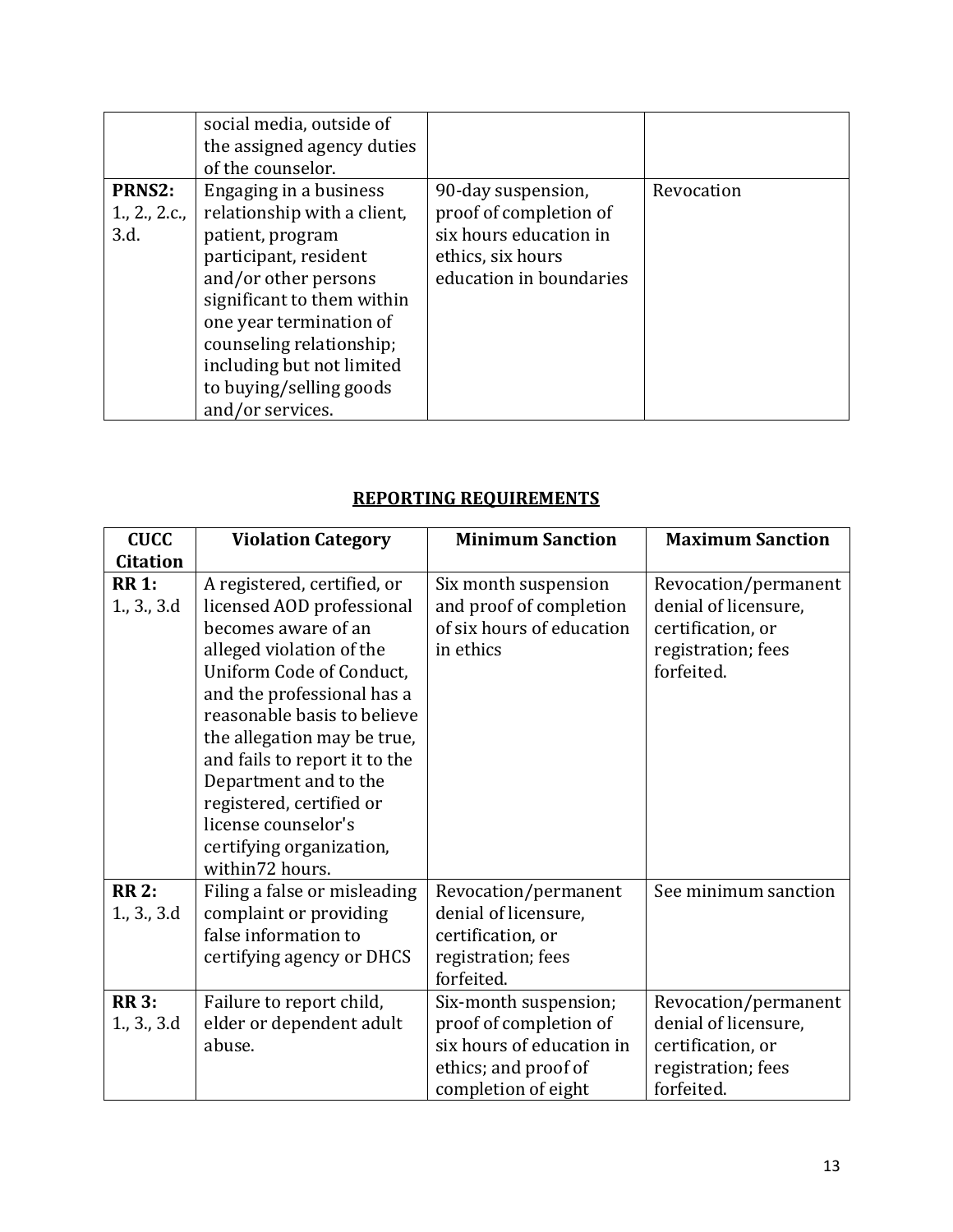| | social media, outside of the assigned agency duties of the counselor. | | |
|---|---|---|---|
| **PRNS2:** 1., 2., 2.c., 3.d. | Engaging in a business relationship with a client, patient, program participant, resident and/or other persons significant to them within one year termination of counseling relationship; including but not limited to buying/selling goods and/or services. | 90-day suspension, proof of completion of six hours education in ethics, six hours education in boundaries | Revocation |

## REPORTING REQUIREMENTS

| CUCC Citation | Violation Category | Minimum Sanction | Maximum Sanction |
|---|---|---|---|
| **RR 1:** 1., 3., 3.d | A registered, certified, or licensed AOD professional becomes aware of an alleged violation of the Uniform Code of Conduct, and the professional has a reasonable basis to believe the allegation may be true, and fails to report it to the Department and to the registered, certified or license counselor's certifying organization, within72 hours. | Six month suspension and proof of completion of six hours of education in ethics | Revocation/permanent denial of licensure, certification, or registration; fees forfeited. |
| **RR 2:** 1., 3., 3.d | Filing a false or misleading complaint or providing false information to certifying agency or DHCS | Revocation/permanent denial of licensure, certification, or registration; fees forfeited. | See minimum sanction |
| **RR 3:** 1., 3., 3.d | Failure to report child, elder or dependent adult abuse. | Six-month suspension; proof of completion of six hours of education in ethics; and proof of completion of eight | Revocation/permanent denial of licensure, certification, or registration; fees forfeited. |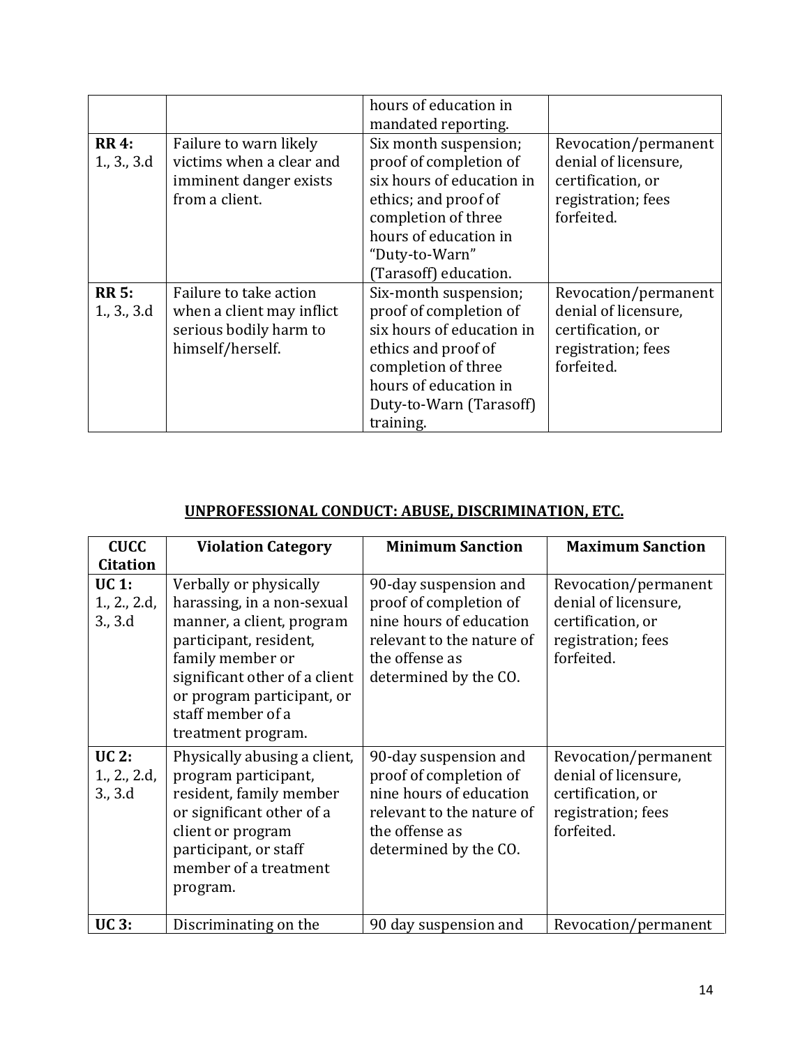| | | hours of education in mandated reporting. | |
|---|---|---|---|
| **RR 4:** 1., 3., 3.d | Failure to warn likely victims when a clear and imminent danger exists from a client. | Six month suspension; proof of completion of six hours of education in ethics; and proof of completion of three hours of education in "Duty-to-Warn" (Tarasoff) education. | Revocation/permanent denial of licensure, certification, or registration; fees forfeited. |
| **RR 5:** 1., 3., 3.d | Failure to take action when a client may inflict serious bodily harm to himself/herself. | Six-month suspension; proof of completion of six hours of education in ethics and proof of completion of three hours of education in Duty-to-Warn (Tarasoff) training. | Revocation/permanent denial of licensure, certification, or registration; fees forfeited. |

## UNPROFESSIONAL CONDUCT: ABUSE, DISCRIMINATION, ETC.

| CUCC Citation | Violation Category | Minimum Sanction | Maximum Sanction |
|---|---|---|---|
| **UC 1:** 1., 2., 2.d, 3., 3.d | Verbally or physically harassing, in a non-sexual manner, a client, program participant, resident, family member or significant other of a client or program participant, or staff member of a treatment program. | 90-day suspension and proof of completion of nine hours of education relevant to the nature of the offense as determined by the CO. | Revocation/permanent denial of licensure, certification, or registration; fees forfeited. |
| **UC 2:** 1., 2., 2.d, 3., 3.d | Physically abusing a client, program participant, resident, family member or significant other of a client or program participant, or staff member of a treatment program. | 90-day suspension and proof of completion of nine hours of education relevant to the nature of the offense as determined by the CO. | Revocation/permanent denial of licensure, certification, or registration; fees forfeited. |
| **UC 3:** | Discriminating on the | 90 day suspension and | Revocation/permanent |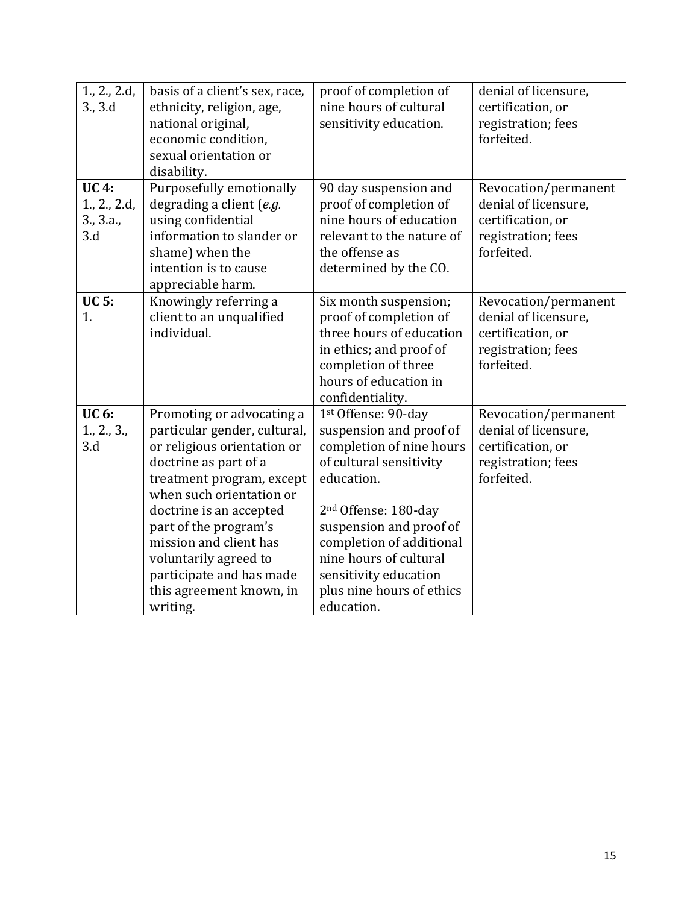| | | | |
|---|---|---|---|
| 1., 2., 2.d, 3., 3.d | basis of a client's sex, race, ethnicity, religion, age, national original, economic condition, sexual orientation or disability. | proof of completion of nine hours of cultural sensitivity education. | denial of licensure, certification, or registration; fees forfeited. |
| **UC 4:** 1., 2., 2.d, 3., 3.a., 3.d | Purposefully emotionally degrading a client (*e.g.* using confidential information to slander or shame) when the intention is to cause appreciable harm. | 90 day suspension and proof of completion of nine hours of education relevant to the nature of the offense as determined by the CO. | Revocation/permanent denial of licensure, certification, or registration; fees forfeited. |
| **UC 5:** 1. | Knowingly referring a client to an unqualified individual. | Six month suspension; proof of completion of three hours of education in ethics; and proof of completion of three hours of education in confidentiality. | Revocation/permanent denial of licensure, certification, or registration; fees forfeited. |
| **UC 6:** 1., 2., 3., 3.d | Promoting or advocating a particular gender, cultural, or religious orientation or doctrine as part of a treatment program, except when such orientation or doctrine is an accepted part of the program's mission and client has voluntarily agreed to participate and has made this agreement known, in writing. | 1st Offense: 90-day suspension and proof of completion of nine hours of cultural sensitivity education.<br><br>2nd Offense: 180-day suspension and proof of completion of additional nine hours of cultural sensitivity education plus nine hours of ethics education. | Revocation/permanent denial of licensure, certification, or registration; fees forfeited. |